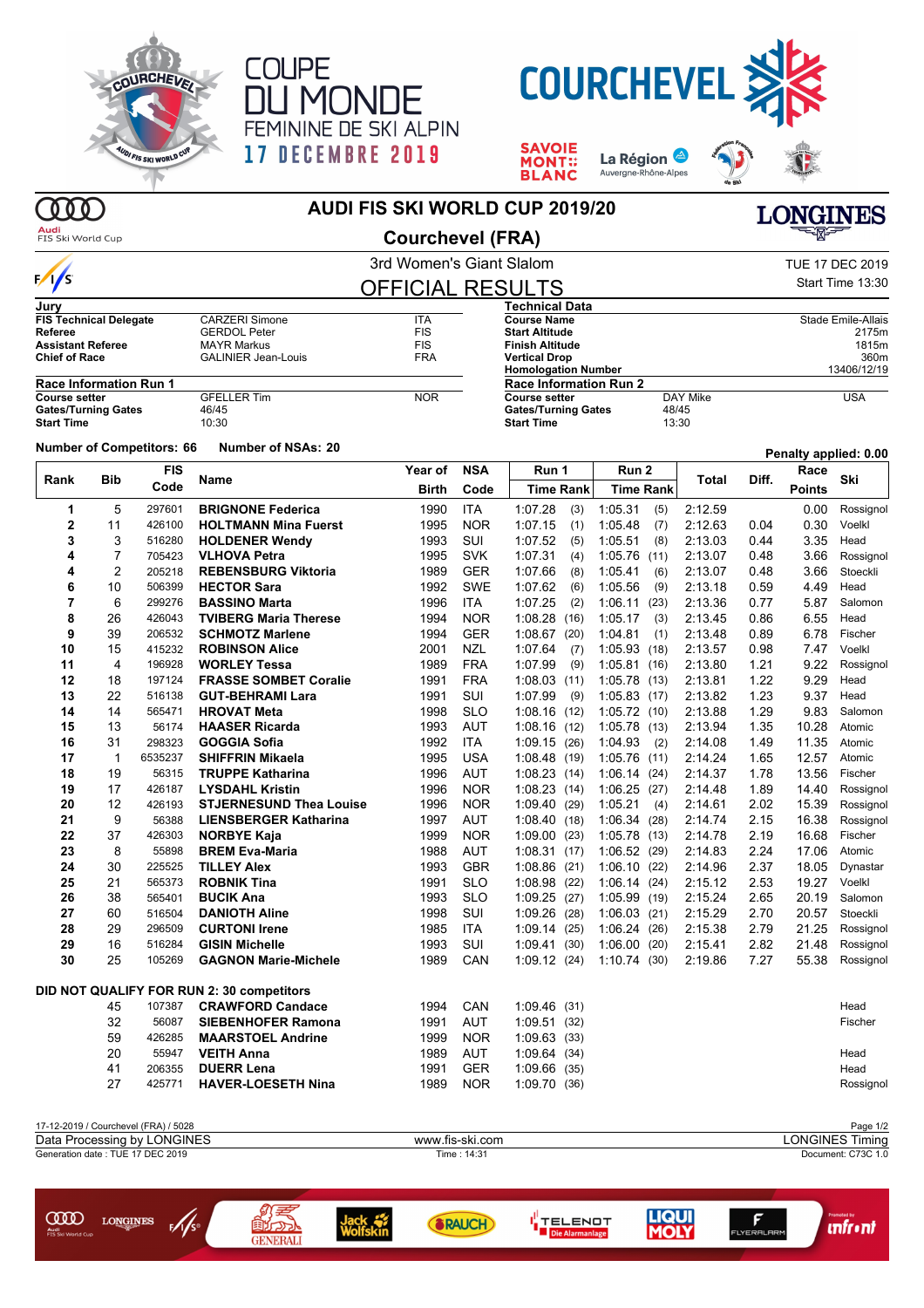COUPE DU MONDE FEMININE DE SKI ALPIN
17 DECEMBRE 2019

COURCHEVEL

# AUDI FIS SKI WORLD CUP 2019/20

## Courchevel (FRA)

3rd Women's Giant Slalom

TUE 17 DEC 2019
Start Time 13:30

## OFFICIAL RESULTS

| Jury | | |
|---|---|---|
| FIS Technical Delegate | CARZERI Simone | ITA |
| Referee | GERDOL Peter | FIS |
| Assistant Referee | MAYR Markus | FIS |
| Chief of Race | GALINIER Jean-Louis | FRA |

| Technical Data | |
|---|---|
| Course Name | Stade Emile-Allais |
| Start Altitude | 2175m |
| Finish Altitude | 1815m |
| Vertical Drop | 360m |
| Homologation Number | 13406/12/19 |

| Race Information Run 1 | | |
|---|---|---|
| Course setter | GFELLER Tim | NOR |
| Gates/Turning Gates | 46/45 | |
| Start Time | 10:30 | |

| Race Information Run 2 | | |
|---|---|---|
| Course setter | DAY Mike | USA |
| Gates/Turning Gates | 48/45 | |
| Start Time | 13:30 | |

Number of Competitors: 66 Number of NSAs: 20

Penalty applied: 0.00

| Rank | Bib | FIS Code | Name | Year of Birth | NSA Code | Run 1 Time | Rank | Run 2 Time | Rank | Total | Diff. | Race Points | Ski |
|---|---|---|---|---|---|---|---|---|---|---|---|---|---|
| 1 | 5 | 297601 | **BRIGNONE Federica** | 1990 | ITA | 1:07.28 | (3) | 1:05.31 | (5) | 2:12.59 | | 0.00 | Rossignol |
| 2 | 11 | 426100 | **HOLTMANN Mina Fuerst** | 1995 | NOR | 1:07.15 | (1) | 1:05.48 | (7) | 2:12.63 | 0.04 | 0.30 | Voelkl |
| 3 | 3 | 516280 | **HOLDENER Wendy** | 1993 | SUI | 1:07.52 | (5) | 1:05.51 | (8) | 2:13.03 | 0.44 | 3.35 | Head |
| 4 | 7 | 705423 | **VLHOVA Petra** | 1995 | SVK | 1:07.31 | (4) | 1:05.76 | (11) | 2:13.07 | 0.48 | 3.66 | Rossignol |
| 4 | 2 | 205218 | **REBENSBURG Viktoria** | 1989 | GER | 1:07.66 | (8) | 1:05.41 | (6) | 2:13.07 | 0.48 | 3.66 | Stoeckli |
| 6 | 10 | 506399 | **HECTOR Sara** | 1992 | SWE | 1:07.62 | (6) | 1:05.56 | (9) | 2:13.18 | 0.59 | 4.49 | Head |
| 7 | 6 | 299276 | **BASSINO Marta** | 1996 | ITA | 1:07.25 | (2) | 1:06.11 | (23) | 2:13.36 | 0.77 | 5.87 | Salomon |
| 8 | 26 | 426043 | **TVIBERG Maria Therese** | 1994 | NOR | 1:08.28 | (16) | 1:05.17 | (3) | 2:13.45 | 0.86 | 6.55 | Head |
| 9 | 39 | 206532 | **SCHMOTZ Marlene** | 1994 | GER | 1:08.67 | (20) | 1:04.81 | (1) | 2:13.48 | 0.89 | 6.78 | Fischer |
| 10 | 15 | 415232 | **ROBINSON Alice** | 2001 | NZL | 1:07.64 | (7) | 1:05.93 | (18) | 2:13.57 | 0.98 | 7.47 | Voelkl |
| 11 | 4 | 196928 | **WORLEY Tessa** | 1989 | FRA | 1:07.99 | (9) | 1:05.81 | (16) | 2:13.80 | 1.21 | 9.22 | Rossignol |
| 12 | 18 | 197124 | **FRASSE SOMBET Coralie** | 1991 | FRA | 1:08.03 | (11) | 1:05.78 | (13) | 2:13.81 | 1.22 | 9.29 | Head |
| 13 | 22 | 516138 | **GUT-BEHRAMI Lara** | 1991 | SUI | 1:07.99 | (9) | 1:05.83 | (17) | 2:13.82 | 1.23 | 9.37 | Head |
| 14 | 14 | 565471 | **HROVAT Meta** | 1998 | SLO | 1:08.16 | (12) | 1:05.72 | (10) | 2:13.88 | 1.29 | 9.83 | Salomon |
| 15 | 13 | 56174 | **HAASER Ricarda** | 1993 | AUT | 1:08.16 | (12) | 1:05.78 | (13) | 2:13.94 | 1.35 | 10.28 | Atomic |
| 16 | 31 | 298323 | **GOGGIA Sofia** | 1992 | ITA | 1:09.15 | (26) | 1:04.93 | (2) | 2:14.08 | 1.49 | 11.35 | Atomic |
| 17 | 1 | 6535237 | **SHIFFRIN Mikaela** | 1995 | USA | 1:08.48 | (19) | 1:05.76 | (11) | 2:14.24 | 1.65 | 12.57 | Atomic |
| 18 | 19 | 56315 | **TRUPPE Katharina** | 1996 | AUT | 1:08.23 | (14) | 1:06.14 | (24) | 2:14.37 | 1.78 | 13.56 | Fischer |
| 19 | 17 | 426187 | **LYSDAHL Kristin** | 1996 | NOR | 1:08.23 | (14) | 1:06.25 | (27) | 2:14.48 | 1.89 | 14.40 | Rossignol |
| 20 | 12 | 426193 | **STJERNESUND Thea Louise** | 1996 | NOR | 1:09.40 | (29) | 1:05.21 | (4) | 2:14.61 | 2.02 | 15.39 | Rossignol |
| 21 | 9 | 56388 | **LIENSBERGER Katharina** | 1997 | AUT | 1:08.40 | (18) | 1:06.34 | (28) | 2:14.74 | 2.15 | 16.38 | Rossignol |
| 22 | 37 | 426303 | **NORBYE Kaja** | 1999 | NOR | 1:09.00 | (23) | 1:05.78 | (13) | 2:14.78 | 2.19 | 16.68 | Fischer |
| 23 | 8 | 55898 | **BREM Eva-Maria** | 1988 | AUT | 1:08.31 | (17) | 1:06.52 | (29) | 2:14.83 | 2.24 | 17.06 | Atomic |
| 24 | 30 | 225525 | **TILLEY Alex** | 1993 | GBR | 1:08.86 | (21) | 1:06.10 | (22) | 2:14.96 | 2.37 | 18.05 | Dynastar |
| 25 | 21 | 565373 | **ROBNIK Tina** | 1991 | SLO | 1:08.98 | (22) | 1:06.14 | (24) | 2:15.12 | 2.53 | 19.27 | Voelkl |
| 26 | 38 | 565401 | **BUCIK Ana** | 1993 | SLO | 1:09.25 | (27) | 1:05.99 | (19) | 2:15.24 | 2.65 | 20.19 | Salomon |
| 27 | 60 | 516504 | **DANIOTH Aline** | 1998 | SUI | 1:09.26 | (28) | 1:06.03 | (21) | 2:15.29 | 2.70 | 20.57 | Stoeckli |
| 28 | 29 | 296509 | **CURTONI Irene** | 1985 | ITA | 1:09.14 | (25) | 1:06.24 | (26) | 2:15.38 | 2.79 | 21.25 | Rossignol |
| 29 | 16 | 516284 | **GISIN Michelle** | 1993 | SUI | 1:09.41 | (30) | 1:06.00 | (20) | 2:15.41 | 2.82 | 21.48 | Rossignol |
| 30 | 25 | 105269 | **GAGNON Marie-Michele** | 1989 | CAN | 1:09.12 | (24) | 1:10.74 | (30) | 2:19.86 | 7.27 | 55.38 | Rossignol |

**DID NOT QUALIFY FOR RUN 2: 30 competitors**

| Rank | Bib | FIS Code | Name | Year of Birth | NSA Code | Run 1 Time | Rank | Run 2 Time | Rank | Total | Diff. | Race Points | Ski |
|---|---|---|---|---|---|---|---|---|---|---|---|---|---|
| | 45 | 107387 | **CRAWFORD Candace** | 1994 | CAN | 1:09.46 | (31) | | | | | | Head |
| | 32 | 56087 | **SIEBENHOFER Ramona** | 1991 | AUT | 1:09.51 | (32) | | | | | | Fischer |
| | 59 | 426285 | **MAARSTOEL Andrine** | 1999 | NOR | 1:09.63 | (33) | | | | | | |
| | 20 | 55947 | **VEITH Anna** | 1989 | AUT | 1:09.64 | (34) | | | | | | Head |
| | 41 | 206355 | **DUERR Lena** | 1991 | GER | 1:09.66 | (35) | | | | | | Head |
| | 27 | 425771 | **HAVER-LOESETH Nina** | 1989 | NOR | 1:09.70 | (36) | | | | | | Rossignol |

17-12-2019 / Courchevel (FRA) / 5028
Data Processing by LONGINES — www.fis-ski.com — LONGINES Timing
Generation date : TUE 17 DEC 2019 — Time : 14:31 — Document: C73C 1.0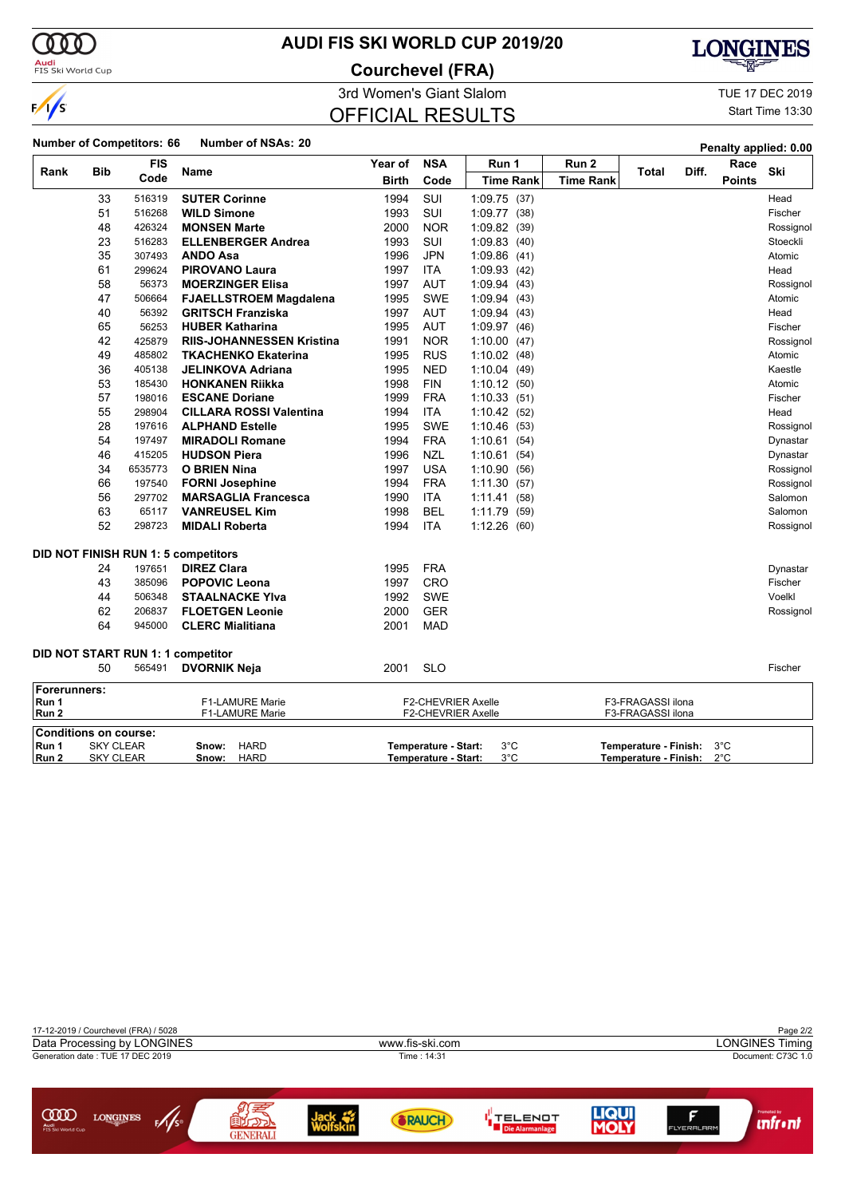# AUDI FIS SKI WORLD CUP 2019/20

## Courchevel (FRA)

3rd Women's Giant Slalom

## OFFICIAL RESULTS

TUE 17 DEC 2019

Start Time 13:30

**Number of Competitors: 66** **Number of NSAs: 20**

**Penalty applied: 0.00**

| Rank | Bib | FIS Code | Name | Year of Birth | NSA Code | Run 1 Time Rank | Run 2 Time Rank | Total | Diff. | Race Points | Ski |
|---|---|---|---|---|---|---|---|---|---|---|---|
| | 33 | 516319 | **SUTER Corinne** | 1994 | SUI | 1:09.75 (37) | | | | | Head |
| | 51 | 516268 | **WILD Simone** | 1993 | SUI | 1:09.77 (38) | | | | | Fischer |
| | 48 | 426324 | **MONSEN Marte** | 2000 | NOR | 1:09.82 (39) | | | | | Rossignol |
| | 23 | 516283 | **ELLENBERGER Andrea** | 1993 | SUI | 1:09.83 (40) | | | | | Stoeckli |
| | 35 | 307493 | **ANDO Asa** | 1996 | JPN | 1:09.86 (41) | | | | | Atomic |
| | 61 | 299624 | **PIROVANO Laura** | 1997 | ITA | 1:09.93 (42) | | | | | Head |
| | 58 | 56373 | **MOERZINGER Elisa** | 1997 | AUT | 1:09.94 (43) | | | | | Rossignol |
| | 47 | 506664 | **FJAELLSTROEM Magdalena** | 1995 | SWE | 1:09.94 (43) | | | | | Atomic |
| | 40 | 56392 | **GRITSCH Franziska** | 1997 | AUT | 1:09.94 (43) | | | | | Head |
| | 65 | 56253 | **HUBER Katharina** | 1995 | AUT | 1:09.97 (46) | | | | | Fischer |
| | 42 | 425879 | **RIIS-JOHANNESSEN Kristina** | 1991 | NOR | 1:10.00 (47) | | | | | Rossignol |
| | 49 | 485802 | **TKACHENKO Ekaterina** | 1995 | RUS | 1:10.02 (48) | | | | | Atomic |
| | 36 | 405138 | **JELINKOVA Adriana** | 1995 | NED | 1:10.04 (49) | | | | | Kaestle |
| | 53 | 185430 | **HONKANEN Riikka** | 1998 | FIN | 1:10.12 (50) | | | | | Atomic |
| | 57 | 198016 | **ESCANE Doriane** | 1999 | FRA | 1:10.33 (51) | | | | | Fischer |
| | 55 | 298904 | **CILLARA ROSSI Valentina** | 1994 | ITA | 1:10.42 (52) | | | | | Head |
| | 28 | 197616 | **ALPHAND Estelle** | 1995 | SWE | 1:10.46 (53) | | | | | Rossignol |
| | 54 | 197497 | **MIRADOLI Romane** | 1994 | FRA | 1:10.61 (54) | | | | | Dynastar |
| | 46 | 415205 | **HUDSON Piera** | 1996 | NZL | 1:10.61 (54) | | | | | Dynastar |
| | 34 | 6535773 | **O BRIEN Nina** | 1997 | USA | 1:10.90 (56) | | | | | Rossignol |
| | 66 | 197540 | **FORNI Josephine** | 1994 | FRA | 1:11.30 (57) | | | | | Rossignol |
| | 56 | 297702 | **MARSAGLIA Francesca** | 1990 | ITA | 1:11.41 (58) | | | | | Salomon |
| | 63 | 65117 | **VANREUSEL Kim** | 1998 | BEL | 1:11.79 (59) | | | | | Salomon |
| | 52 | 298723 | **MIDALI Roberta** | 1994 | ITA | 1:12.26 (60) | | | | | Rossignol |

**DID NOT FINISH RUN 1: 5 competitors**

| Rank | Bib | FIS Code | Name | Year of Birth | NSA Code | Ski |
|---|---|---|---|---|---|---|
| | 24 | 197651 | **DIREZ Clara** | 1995 | FRA | Dynastar |
| | 43 | 385096 | **POPOVIC Leona** | 1997 | CRO | Fischer |
| | 44 | 506348 | **STAALNACKE Ylva** | 1992 | SWE | Voelkl |
| | 62 | 206837 | **FLOETGEN Leonie** | 2000 | GER | Rossignol |
| | 64 | 945000 | **CLERC Mialitiana** | 2001 | MAD | |

**DID NOT START RUN 1: 1 competitor**

| Rank | Bib | FIS Code | Name | Year of Birth | NSA Code | Ski |
|---|---|---|---|---|---|---|
| | 50 | 565491 | **DVORNIK Neja** | 2001 | SLO | Fischer |

**Forerunners:**

| | | | |
|---|---|---|---|
| **Run 1** | F1-LAMURE Marie | F2-CHEVRIER Axelle | F3-FRAGASSI ilona |
| **Run 2** | F1-LAMURE Marie | F2-CHEVRIER Axelle | F3-FRAGASSI ilona |

**Conditions on course:**

| | | | | |
|---|---|---|---|---|
| **Run 1** | SKY CLEAR | **Snow:** HARD | **Temperature - Start:** 3°C | **Temperature - Finish:** 3°C |
| **Run 2** | SKY CLEAR | **Snow:** HARD | **Temperature - Start:** 3°C | **Temperature - Finish:** 2°C |

17-12-2019 / Courchevel (FRA) / 5028

Data Processing by LONGINES — www.fis-ski.com — LONGINES Timing

Generation date : TUE 17 DEC 2019 — Time : 14:31 — Document: C73C 1.0